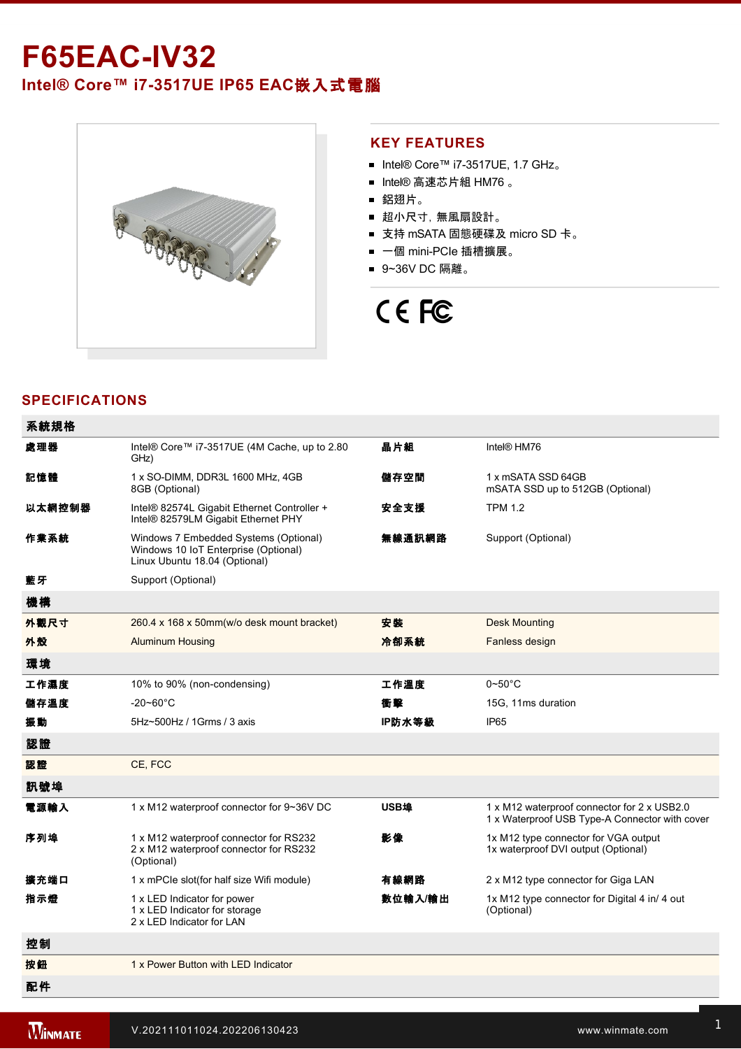# F65EAC-IV32

## Intel® Core™ i7-3517UE IP65 EAC嵌入式電腦

## KEY FEATURES

- Intel® Core™ i7-3517UE, 1.7 GHz。
- Intel® 高速芯片組 HM76 。
- 鋁翅片。
- 超小尺寸，無風扇設計。
- 支持 mSATA 固態硬碟及 micro SD 卡。
- 一個 mini-PCIe 插槽擴展。
- 9~36V DC 隔離。

## SPECIFICATIONS

| 系統規格 | | | |
|---|---|---|---|
| 處理器 | Intel® Core™ i7-3517UE (4M Cache, up to 2.80 GHz) | 晶片組 | Intel® HM76 |
| 記憶體 | 1 x SO-DIMM, DDR3L 1600 MHz, 4GB<br>8GB (Optional) | 儲存空間 | 1 x mSATA SSD 64GB<br>mSATA SSD up to 512GB (Optional) |
| 以太網控制器 | Intel® 82574L Gigabit Ethernet Controller + Intel® 82579LM Gigabit Ethernet PHY | 安全支援 | TPM 1.2 |
| 作業系統 | Windows 7 Embedded Systems (Optional)<br>Windows 10 IoT Enterprise (Optional)<br>Linux Ubuntu 18.04 (Optional) | 無線通訊網路 | Support (Optional) |
| 藍牙 | Support (Optional) | | |
| **機構** | | | |
| 外觀尺寸 | 260.4 x 168 x 50mm(w/o desk mount bracket) | 安裝 | Desk Mounting |
| 外殼 | Aluminum Housing | 冷卻系統 | Fanless design |
| **環境** | | | |
| 工作濕度 | 10% to 90% (non-condensing) | 工作溫度 | 0~50°C |
| 儲存溫度 | -20~60°C | 衝擊 | 15G, 11ms duration |
| 振動 | 5Hz~500Hz / 1Grms / 3 axis | IP防水等級 | IP65 |
| **認證** | | | |
| 認證 | CE, FCC | | |
| **訊號埠** | | | |
| 電源輸入 | 1 x M12 waterproof connector for 9~36V DC | USB埠 | 1 x M12 waterproof connector for 2 x USB2.0<br>1 x Waterproof USB Type-A Connector with cover |
| 序列埠 | 1 x M12 waterproof connector for RS232<br>2 x M12 waterproof connector for RS232 (Optional) | 影像 | 1x M12 type connector for VGA output<br>1x waterproof DVI output (Optional) |
| 擴充端口 | 1 x mPCIe slot(for half size Wifi module) | 有線網路 | 2 x M12 type connector for Giga LAN |
| 指示燈 | 1 x LED Indicator for power<br>1 x LED Indicator for storage<br>2 x LED Indicator for LAN | 數位輸入/輸出 | 1x M12 type connector for Digital 4 in/ 4 out (Optional) |
| **控制** | | | |
| 按鈕 | 1 x Power Button with LED Indicator | | |
| **配件** | | | |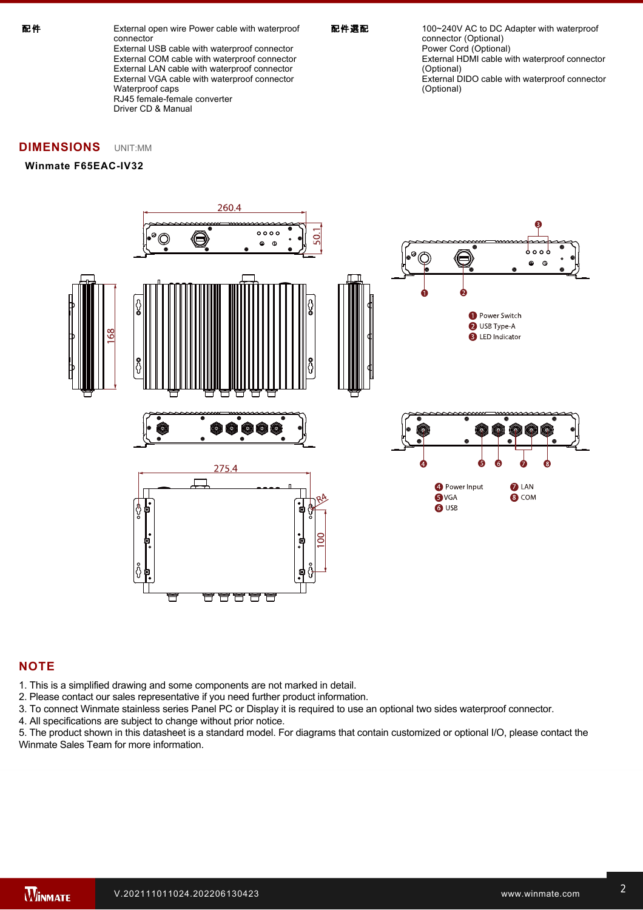| | | | |
|---|---|---|---|
| 配件 | External open wire Power cable with waterproof connector<br>External USB cable with waterproof connector<br>External COM cable with waterproof connector<br>External LAN cable with waterproof connector<br>External VGA cable with waterproof connector<br>Waterproof caps<br>RJ45 female-female converter<br>Driver CD & Manual | 配件選配 | 100~240V AC to DC Adapter with waterproof connector (Optional)<br>Power Cord (Optional)<br>External HDMI cable with waterproof connector (Optional)<br>External DIDO cable with waterproof connector (Optional) |

## DIMENSIONS UNIT:MM

**Winmate F65EAC-IV32**

260.4
50.1
168
275.4
R4
100

1 Power Switch
2 USB Type-A
3 LED Indicator

4 Power Input
5 VGA
6 USB
7 LAN
8 COM

## NOTE

1. This is a simplified drawing and some components are not marked in detail.
2. Please contact our sales representative if you need further product information.
3. To connect Winmate stainless series Panel PC or Display it is required to use an optional two sides waterproof connector.
4. All specifications are subject to change without prior notice.
5. The product shown in this datasheet is a standard model. For diagrams that contain customized or optional I/O, please contact the Winmate Sales Team for more information.